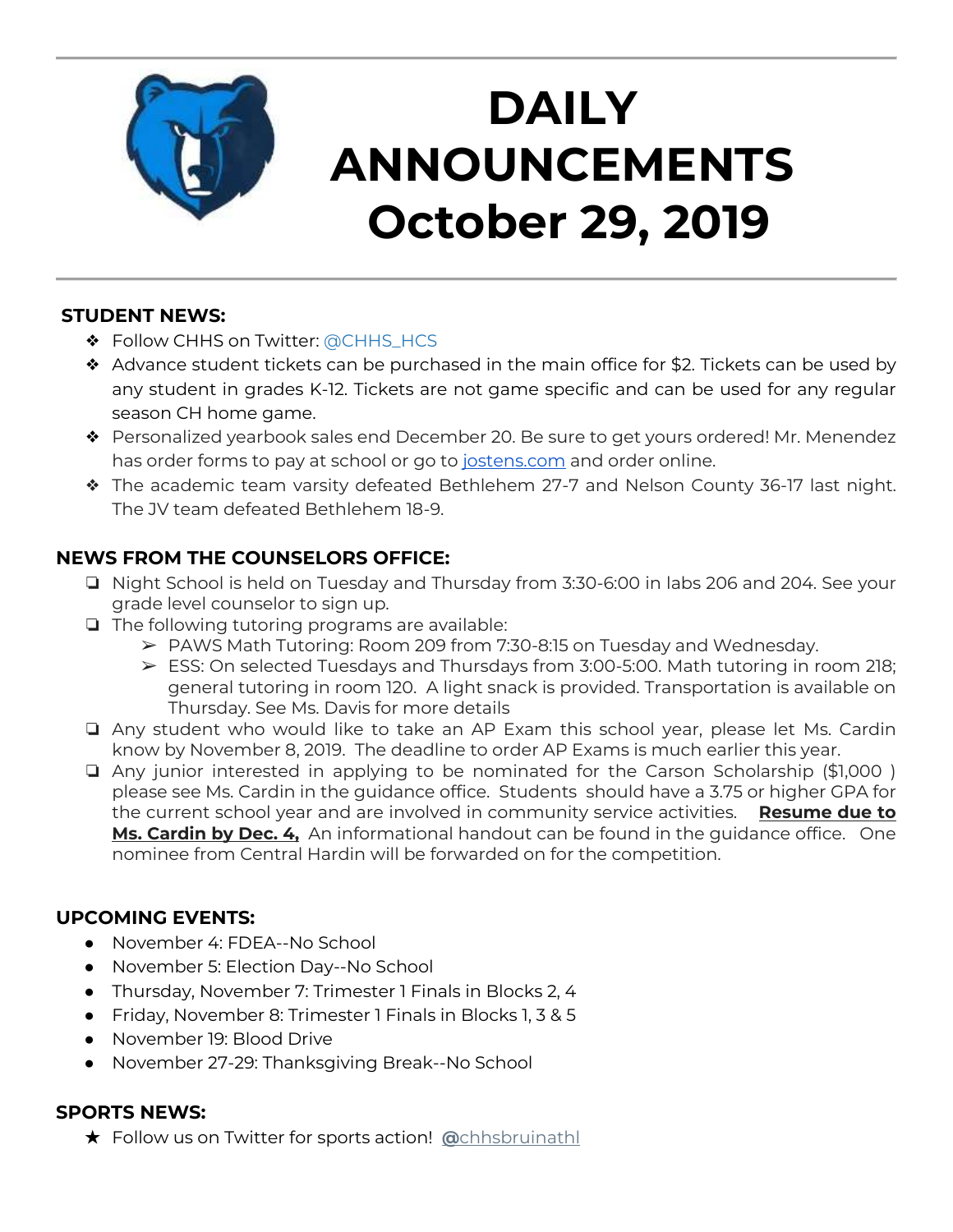# DAILY ANNOUNCEMENTS October 29, 2019

## STUDENT NEWS:

- Follow CHHS on Twitter: @CHHS_HCS
- Advance student tickets can be purchased in the main office for $2. Tickets can be used by any student in grades K-12. Tickets are not game specific and can be used for any regular season CH home game.
- Personalized yearbook sales end December 20. Be sure to get yours ordered! Mr. Menendez has order forms to pay at school or go to jostens.com and order online.
- The academic team varsity defeated Bethlehem 27-7 and Nelson County 36-17 last night. The JV team defeated Bethlehem 18-9.

## NEWS FROM THE COUNSELORS OFFICE:

- Night School is held on Tuesday and Thursday from 3:30-6:00 in labs 206 and 204. See your grade level counselor to sign up.
- The following tutoring programs are available:
  - PAWS Math Tutoring: Room 209 from 7:30-8:15 on Tuesday and Wednesday.
  - ESS: On selected Tuesdays and Thursdays from 3:00-5:00. Math tutoring in room 218; general tutoring in room 120. A light snack is provided. Transportation is available on Thursday. See Ms. Davis for more details
- Any student who would like to take an AP Exam this school year, please let Ms. Cardin know by November 8, 2019. The deadline to order AP Exams is much earlier this year.
- Any junior interested in applying to be nominated for the Carson Scholarship ($1,000 ) please see Ms. Cardin in the guidance office. Students should have a 3.75 or higher GPA for the current school year and are involved in community service activities. **Resume due to Ms. Cardin by Dec. 4,** An informational handout can be found in the guidance office. One nominee from Central Hardin will be forwarded on for the competition.

## UPCOMING EVENTS:

- November 4: FDEA--No School
- November 5: Election Day--No School
- Thursday, November 7: Trimester 1 Finals in Blocks 2, 4
- Friday, November 8: Trimester 1 Finals in Blocks 1, 3 & 5
- November 19: Blood Drive
- November 27-29: Thanksgiving Break--No School

## SPORTS NEWS:

- Follow us on Twitter for sports action! @chhsbruinathl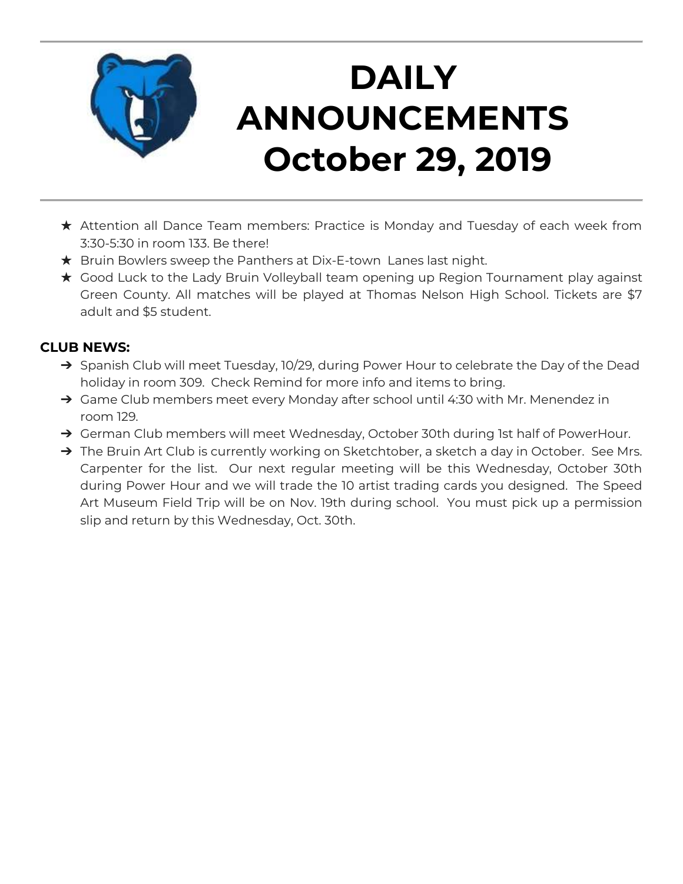# DAILY ANNOUNCEMENTS October 29, 2019

- Attention all Dance Team members: Practice is Monday and Tuesday of each week from 3:30-5:30 in room 133. Be there!
- Bruin Bowlers sweep the Panthers at Dix-E-town Lanes last night.
- Good Luck to the Lady Bruin Volleyball team opening up Region Tournament play against Green County. All matches will be played at Thomas Nelson High School. Tickets are $7 adult and $5 student.

**CLUB NEWS:**

- Spanish Club will meet Tuesday, 10/29, during Power Hour to celebrate the Day of the Dead holiday in room 309. Check Remind for more info and items to bring.
- Game Club members meet every Monday after school until 4:30 with Mr. Menendez in room 129.
- German Club members will meet Wednesday, October 30th during 1st half of PowerHour.
- The Bruin Art Club is currently working on Sketchtober, a sketch a day in October. See Mrs. Carpenter for the list. Our next regular meeting will be this Wednesday, October 30th during Power Hour and we will trade the 10 artist trading cards you designed. The Speed Art Museum Field Trip will be on Nov. 19th during school. You must pick up a permission slip and return by this Wednesday, Oct. 30th.